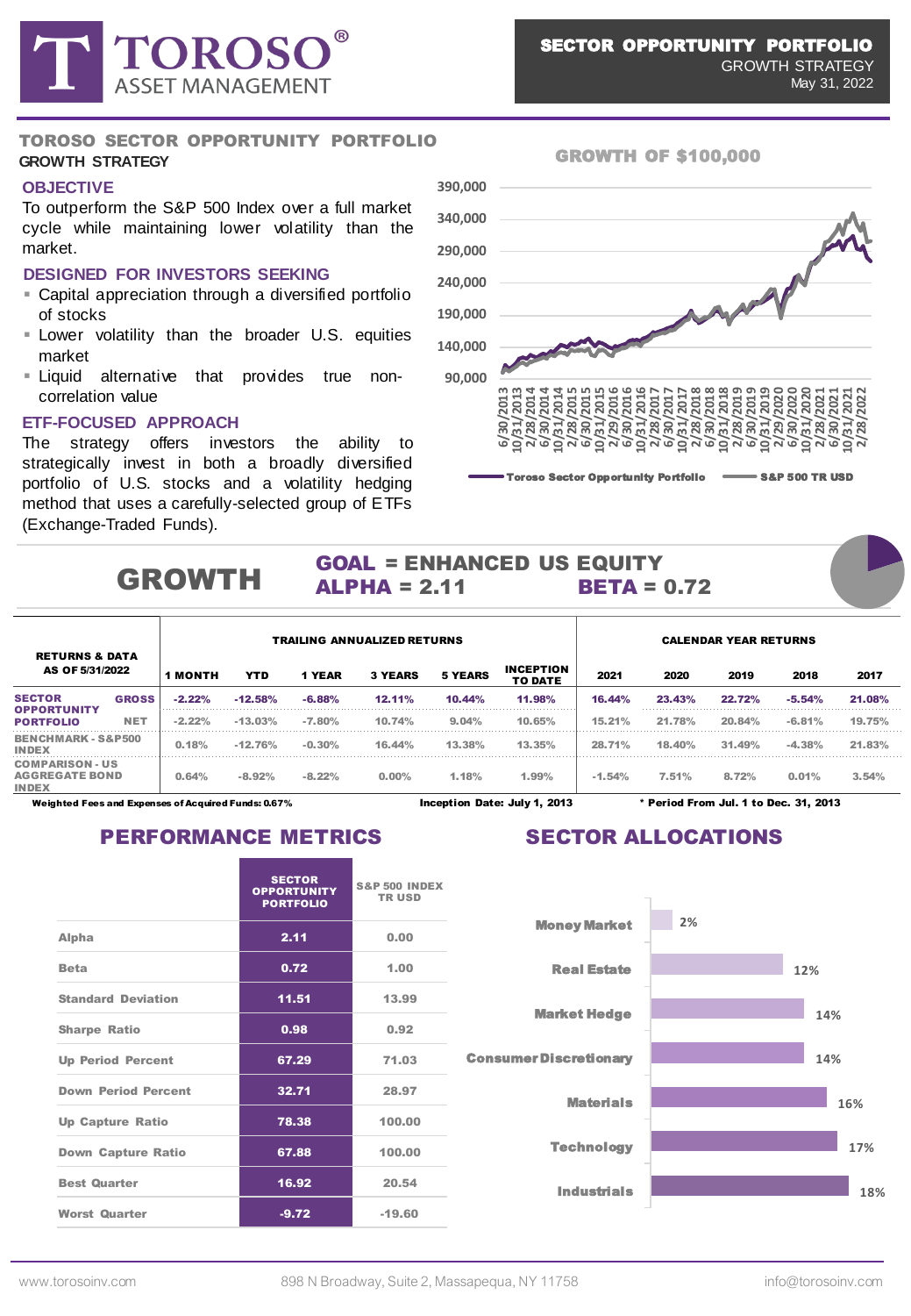# SECTOR OPPORTUNITY PORTFOLIO

GROWTH STRATEGY

May 31, 2022

## TOROSO SECTOR OPPORTUNITY PORTFOLIO

**GROWTH STRATEGY**

### OBJECTIVE

To outperform the S&P 500 Index over a full market cycle while maintaining lower volatility than the market.

### DESIGNED FOR INVESTORS SEEKING

- Capital appreciation through a diversified portfolio of stocks
- Lower volatility than the broader U.S. equities market
- Liquid alternative that provides true non-correlation value

### ETF-FOCUSED APPROACH

The strategy offers investors the ability to strategically invest in both a broadly diversified portfolio of U.S. stocks and a volatility hedging method that uses a carefully-selected group of ETFs (Exchange-Traded Funds).

### GROWTH OF $100,000

Toroso Sector Opportunity Portfolio — S&P 500 TR USD

## GROWTH

**GOAL = ENHANCED US EQUITY**

**ALPHA = 2.11** **BETA = 0.72**

| RETURNS & DATA AS OF 5/31/2022 | | TRAILING ANNUALIZED RETURNS | | | | | | CALENDAR YEAR RETURNS | | | | |
|---|---|---|---|---|---|---|---|---|---|---|---|---|
| | | 1 MONTH | YTD | 1 YEAR | 3 YEARS | 5 YEARS | INCEPTION TO DATE | 2021 | 2020 | 2019 | 2018 | 2017 |
| SECTOR OPPORTUNITY PORTFOLIO | GROSS | -2.22% | -12.58% | -6.88% | 12.11% | 10.44% | 11.98% | 16.44% | 23.43% | 22.72% | -5.54% | 21.08% |
| | NET | -2.22% | -13.03% | -7.80% | 10.74% | 9.04% | 10.65% | 15.21% | 21.78% | 20.84% | -6.81% | 19.75% |
| BENCHMARK - S&P500 INDEX | | 0.18% | -12.76% | -0.30% | 16.44% | 13.38% | 13.35% | 28.71% | 18.40% | 31.49% | -4.38% | 21.83% |
| COMPARISON - US AGGREGATE BOND INDEX | | 0.64% | -8.92% | -8.22% | 0.00% | 1.18% | 1.99% | -1.54% | 7.51% | 8.72% | 0.01% | 3.54% |

Weighted Fees and Expenses of Acquired Funds: 0.67% Inception Date: July 1, 2013 * Period From Jul. 1 to Dec. 31, 2013

## PERFORMANCE METRICS

| | SECTOR OPPORTUNITY PORTFOLIO | S&P 500 INDEX TR USD |
|---|---|---|
| Alpha | 2.11 | 0.00 |
| Beta | 0.72 | 1.00 |
| Standard Deviation | 11.51 | 13.99 |
| Sharpe Ratio | 0.98 | 0.92 |
| Up Period Percent | 67.29 | 71.03 |
| Down Period Percent | 32.71 | 28.97 |
| Up Capture Ratio | 78.38 | 100.00 |
| Down Capture Ratio | 67.88 | 100.00 |
| Best Quarter | 16.92 | 20.54 |
| Worst Quarter | -9.72 | -19.60 |

## SECTOR ALLOCATIONS

| Sector | Allocation |
|---|---|
| Money Market | 2% |
| Real Estate | 12% |
| Market Hedge | 14% |
| Consumer Discretionary | 14% |
| Materials | 16% |
| Technology | 17% |
| Industrials | 18% |

www.torosoinv.com 898 N Broadway, Suite 2, Massapequa, NY 11758 info@torosoinv.com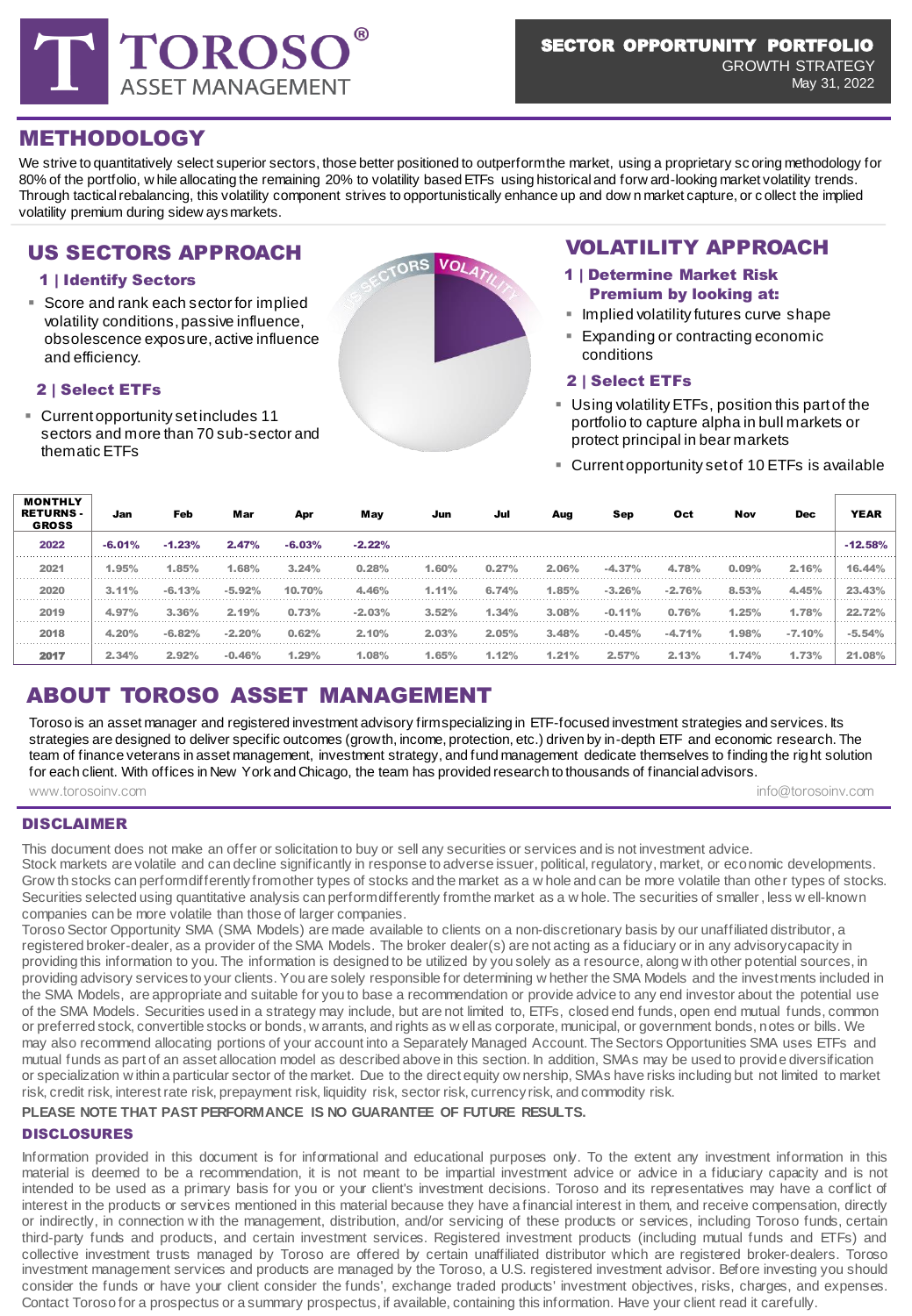# TOROSO® ASSET MANAGEMENT

**SECTOR OPPORTUNITY PORTFOLIO**
GROWTH STRATEGY
May 31, 2022

## METHODOLOGY

We strive to quantitatively select superior sectors, those better positioned to outperform the market, using a proprietary scoring methodology for 80% of the portfolio, while allocating the remaining 20% to volatility based ETFs using historical and forward-looking market volatility trends. Through tactical rebalancing, this volatility component strives to opportunistically enhance up and down market capture, or collect the implied volatility premium during sideways markets.

## US SECTORS APPROACH

### 1 | Identify Sectors

- Score and rank each sector for implied volatility conditions, passive influence, obsolescence exposure, active influence and efficiency.

### 2 | Select ETFs

- Current opportunity set includes 11 sectors and more than 70 sub-sector and thematic ETFs

## VOLATILITY APPROACH

### 1 | Determine Market Risk Premium by looking at:

- Implied volatility futures curve shape
- Expanding or contracting economic conditions

### 2 | Select ETFs

- Using volatility ETFs, position this part of the portfolio to capture alpha in bull markets or protect principal in bear markets
- Current opportunity set of 10 ETFs is available

| MONTHLY RETURNS - GROSS | Jan | Feb | Mar | Apr | May | Jun | Jul | Aug | Sep | Oct | Nov | Dec | YEAR |
|---|---|---|---|---|---|---|---|---|---|---|---|---|---|
| 2022 | -6.01% | -1.23% | 2.47% | -6.03% | -2.22% | | | | | | | | -12.58% |
| 2021 | 1.95% | 1.85% | 1.68% | 3.24% | 0.28% | 1.60% | 0.27% | 2.06% | -4.37% | 4.78% | 0.09% | 2.16% | 16.44% |
| 2020 | 3.11% | -6.13% | -5.92% | 10.70% | 4.46% | 1.11% | 6.74% | 1.85% | -3.26% | -2.76% | 8.53% | 4.45% | 23.43% |
| 2019 | 4.97% | 3.36% | 2.19% | 0.73% | -2.03% | 3.52% | 1.34% | 3.08% | -0.11% | 0.76% | 1.25% | 1.78% | 22.72% |
| 2018 | 4.20% | -6.82% | -2.20% | 0.62% | 2.10% | 2.03% | 2.05% | 3.48% | -0.45% | -4.71% | 1.98% | -7.10% | -5.54% |
| 2017 | 2.34% | 2.92% | -0.46% | 1.29% | 1.08% | 1.65% | 1.12% | 1.21% | 2.57% | 2.13% | 1.74% | 1.73% | 21.08% |

## ABOUT TOROSO ASSET MANAGEMENT

Toroso is an asset manager and registered investment advisory firm specializing in ETF-focused investment strategies and services. Its strategies are designed to deliver specific outcomes (growth, income, protection, etc.) driven by in-depth ETF and economic research. The team of finance veterans in asset management, investment strategy, and fund management dedicate themselves to finding the right solution for each client. With offices in New York and Chicago, the team has provided research to thousands of financial advisors.

www.torosoinv.com info@torosoinv.com

## DISCLAIMER

This document does not make an offer or solicitation to buy or sell any securities or services and is not investment advice.
Stock markets are volatile and can decline significantly in response to adverse issuer, political, regulatory, market, or economic developments. Growth stocks can perform differently from other types of stocks and the market as a whole and can be more volatile than other types of stocks. Securities selected using quantitative analysis can perform differently from the market as a whole. The securities of smaller, less well-known companies can be more volatile than those of larger companies.
Toroso Sector Opportunity SMA (SMA Models) are made available to clients on a non-discretionary basis by our unaffiliated distributor, a registered broker-dealer, as a provider of the SMA Models. The broker dealer(s) are not acting as a fiduciary or in any advisory capacity in providing this information to you. The information is designed to be utilized by you solely as a resource, along with other potential sources, in providing advisory services to your clients. You are solely responsible for determining whether the SMA Models and the investments included in the SMA Models, are appropriate and suitable for you to base a recommendation or provide advice to any end investor about the potential use of the SMA Models. Securities used in a strategy may include, but are not limited to, ETFs, closed end funds, open end mutual funds, common or preferred stock, convertible stocks or bonds, warrants, and rights as well as corporate, municipal, or government bonds, notes or bills. We may also recommend allocating portions of your account into a Separately Managed Account. The Sectors Opportunities SMA uses ETFs and mutual funds as part of an asset allocation model as described above in this section. In addition, SMAs may be used to provide diversification or specialization within a particular sector of the market. Due to the direct equity ownership, SMAs have risks including but not limited to market risk, credit risk, interest rate risk, prepayment risk, liquidity risk, sector risk, currency risk, and commodity risk.

**PLEASE NOTE THAT PAST PERFORMANCE IS NO GUARANTEE OF FUTURE RESULTS.**

## DISCLOSURES

Information provided in this document is for informational and educational purposes only. To the extent any investment information in this material is deemed to be a recommendation, it is not meant to be impartial investment advice or advice in a fiduciary capacity and is not intended to be used as a primary basis for you or your client's investment decisions. Toroso and its representatives may have a conflict of interest in the products or services mentioned in this material because they have a financial interest in them, and receive compensation, directly or indirectly, in connection with the management, distribution, and/or servicing of these products or services, including Toroso funds, certain third-party funds and products, and certain investment services. Registered investment products (including mutual funds and ETFs) and collective investment trusts managed by Toroso are offered by certain unaffiliated distributor which are registered broker-dealers. Toroso investment management services and products are managed by the Toroso, a U.S. registered investment advisor. Before investing you should consider the funds or have your client consider the funds', exchange traded products' investment objectives, risks, charges, and expenses. Contact Toroso for a prospectus or a summary prospectus, if available, containing this information. Have your client read it carefully.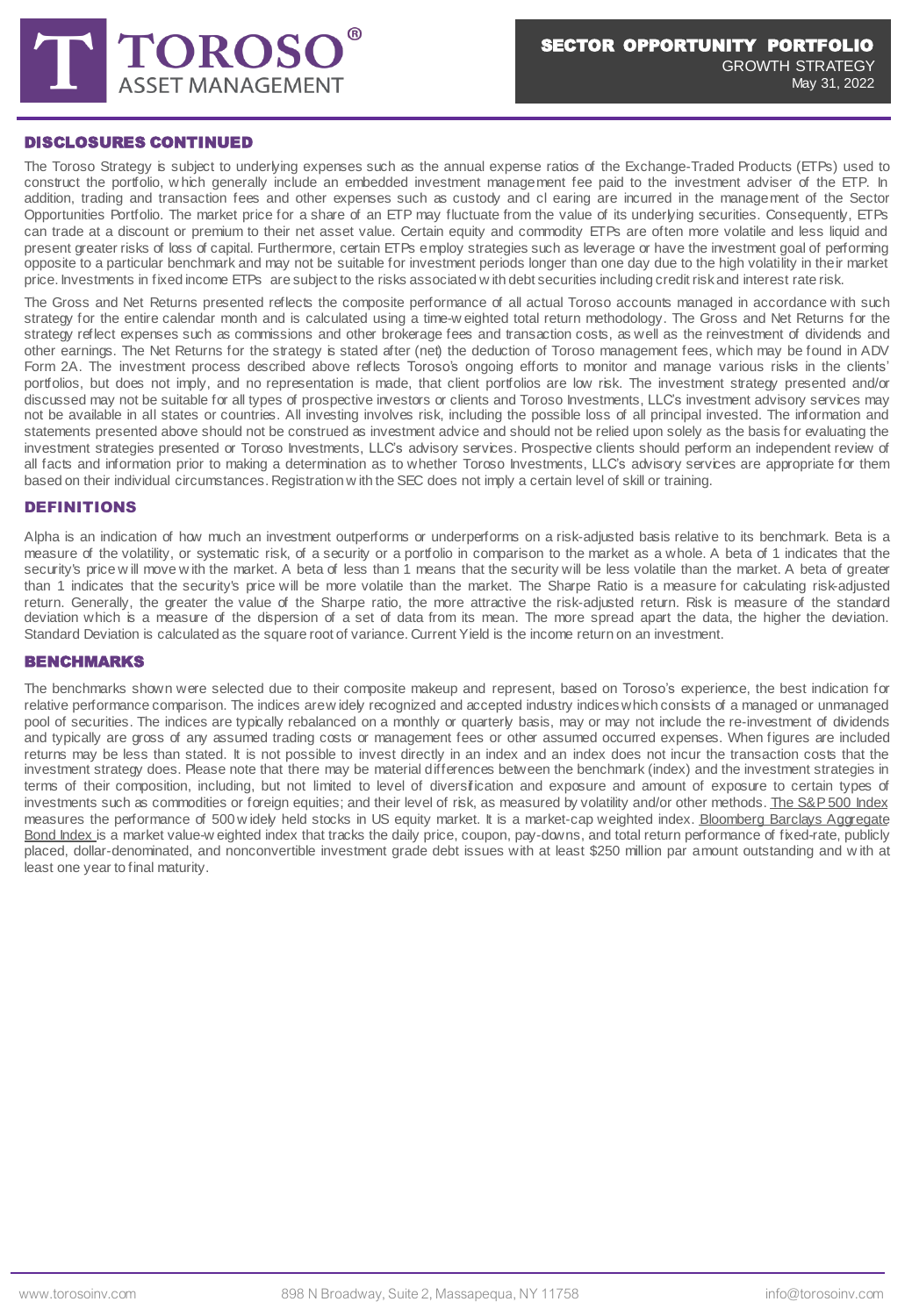## DISCLOSURES CONTINUED

The Toroso Strategy is subject to underlying expenses such as the annual expense ratios of the Exchange-Traded Products (ETPs) used to construct the portfolio, which generally include an embedded investment management fee paid to the investment adviser of the ETP. In addition, trading and transaction fees and other expenses such as custody and clearing are incurred in the management of the Sector Opportunities Portfolio. The market price for a share of an ETP may fluctuate from the value of its underlying securities. Consequently, ETPs can trade at a discount or premium to their net asset value. Certain equity and commodity ETPs are often more volatile and less liquid and present greater risks of loss of capital. Furthermore, certain ETPs employ strategies such as leverage or have the investment goal of performing opposite to a particular benchmark and may not be suitable for investment periods longer than one day due to the high volatility in their market price. Investments in fixed income ETPs are subject to the risks associated with debt securities including credit risk and interest rate risk.

The Gross and Net Returns presented reflects the composite performance of all actual Toroso accounts managed in accordance with such strategy for the entire calendar month and is calculated using a time-weighted total return methodology. The Gross and Net Returns for the strategy reflect expenses such as commissions and other brokerage fees and transaction costs, as well as the reinvestment of dividends and other earnings. The Net Returns for the strategy is stated after (net) the deduction of Toroso management fees, which may be found in ADV Form 2A. The investment process described above reflects Toroso's ongoing efforts to monitor and manage various risks in the clients' portfolios, but does not imply, and no representation is made, that client portfolios are low risk. The investment strategy presented and/or discussed may not be suitable for all types of prospective investors or clients and Toroso Investments, LLC's investment advisory services may not be available in all states or countries. All investing involves risk, including the possible loss of all principal invested. The information and statements presented above should not be construed as investment advice and should not be relied upon solely as the basis for evaluating the investment strategies presented or Toroso Investments, LLC's advisory services. Prospective clients should perform an independent review of all facts and information prior to making a determination as to whether Toroso Investments, LLC's advisory services are appropriate for them based on their individual circumstances. Registration with the SEC does not imply a certain level of skill or training.

## DEFINITIONS

Alpha is an indication of how much an investment outperforms or underperforms on a risk-adjusted basis relative to its benchmark. Beta is a measure of the volatility, or systematic risk, of a security or a portfolio in comparison to the market as a whole. A beta of 1 indicates that the security's price will move with the market. A beta of less than 1 means that the security will be less volatile than the market. A beta of greater than 1 indicates that the security's price will be more volatile than the market. The Sharpe Ratio is a measure for calculating risk-adjusted return. Generally, the greater the value of the Sharpe ratio, the more attractive the risk-adjusted return. Risk is measure of the standard deviation which is a measure of the dispersion of a set of data from its mean. The more spread apart the data, the higher the deviation. Standard Deviation is calculated as the square root of variance. Current Yield is the income return on an investment.

## BENCHMARKS

The benchmarks shown were selected due to their composite makeup and represent, based on Toroso's experience, the best indication for relative performance comparison. The indices are widely recognized and accepted industry indices which consists of a managed or unmanaged pool of securities. The indices are typically rebalanced on a monthly or quarterly basis, may or may not include the re-investment of dividends and typically are gross of any assumed trading costs or management fees or other assumed occurred expenses. When figures are included returns may be less than stated. It is not possible to invest directly in an index and an index does not incur the transaction costs that the investment strategy does. Please note that there may be material differences between the benchmark (index) and the investment strategies in terms of their composition, including, but not limited to level of diversification and exposure and amount of exposure to certain types of investments such as commodities or foreign equities; and their level of risk, as measured by volatility and/or other methods. The S&P 500 Index measures the performance of 500 widely held stocks in US equity market. It is a market-cap weighted index. Bloomberg Barclays Aggregate Bond Index is a market value-weighted index that tracks the daily price, coupon, pay-downs, and total return performance of fixed-rate, publicly placed, dollar-denominated, and nonconvertible investment grade debt issues with at least $250 million par amount outstanding and with at least one year to final maturity.